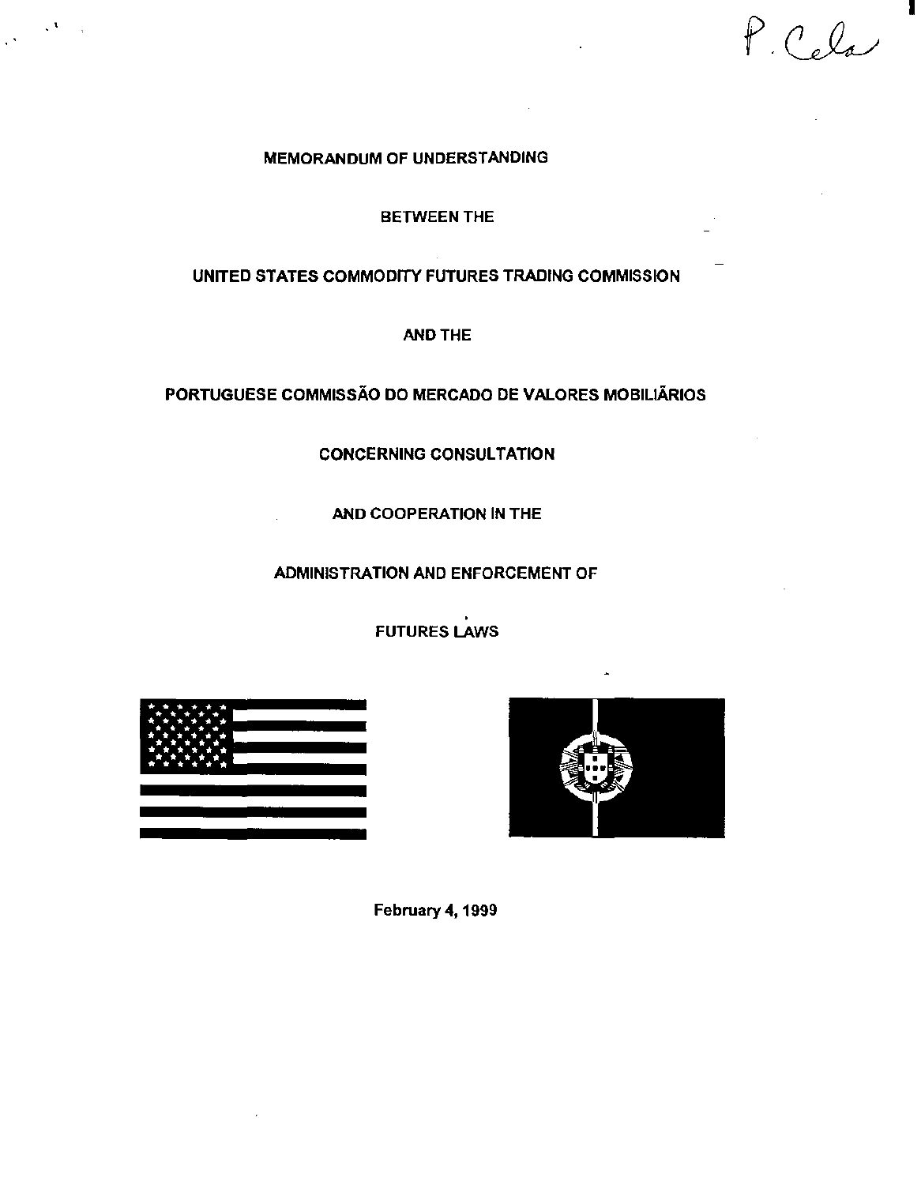P. Cela

# MEMORANDUM OF UNDERSTANDING

BETWEEN THE

UNITED STATES COMMODITY FUTURES TRADING COMMISSION

AND THE

PORTUGUESE COMMISSÃO DO MERCADO DE VALORES MOBILIÁRIOS

CONCERNING CONSULTATION

AND COOPERATION IN THE

ADMINISTRATION AND ENFORCEMENT OF

FUTURES LAWS

February 4, 1999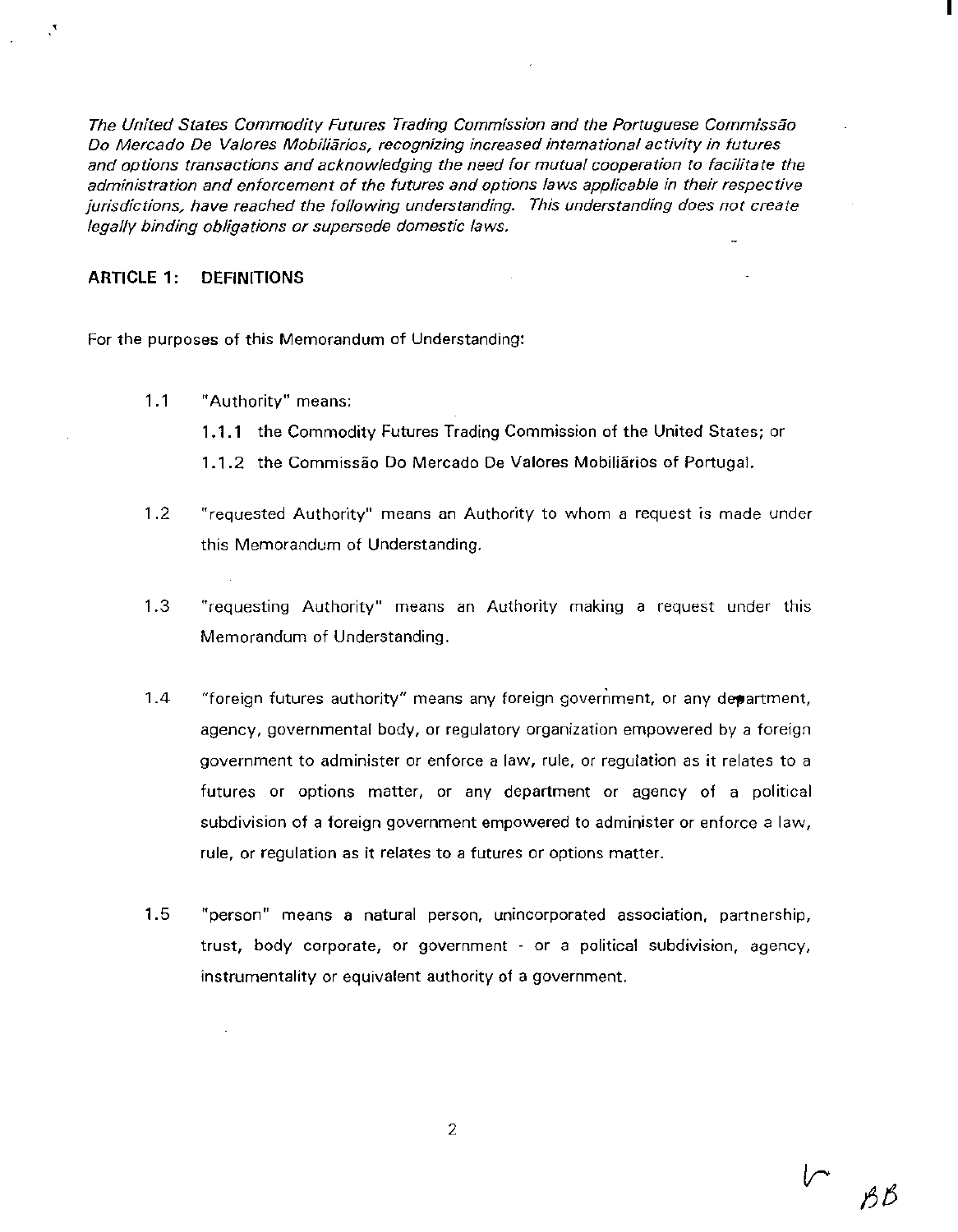*The United States Commodity Futures Trading Commission and the Portuguese Commissão Do Mercado De Valores Mobiliários, recognizing increased international activity in futures and options transactions and acknowledging the need for mutual cooperation to facilitate the administration and enforcement of the futures and options laws applicable in their respective jurisdictions, have reached the following understanding. This understanding does not create legally binding obligations or supersede domestic laws.*

## ARTICLE 1: DEFINITIONS

For the purposes of this Memorandum of Understanding:

1.1 "Authority" means:

  1.1.1 the Commodity Futures Trading Commission of the United States; or

  1.1.2 the Commissão Do Mercado De Valores Mobiliários of Portugal.

1.2 "requested Authority" means an Authority to whom a request is made under this Memorandum of Understanding.

1.3 "requesting Authority" means an Authority making a request under this Memorandum of Understanding.

1.4 "foreign futures authority" means any foreign government, or any department, agency, governmental body, or regulatory organization empowered by a foreign government to administer or enforce a law, rule, or regulation as it relates to a futures or options matter, or any department or agency of a political subdivision of a foreign government empowered to administer or enforce a law, rule, or regulation as it relates to a futures or options matter.

1.5 "person" means a natural person, unincorporated association, partnership, trust, body corporate, or government - or a political subdivision, agency, instrumentality or equivalent authority of a government.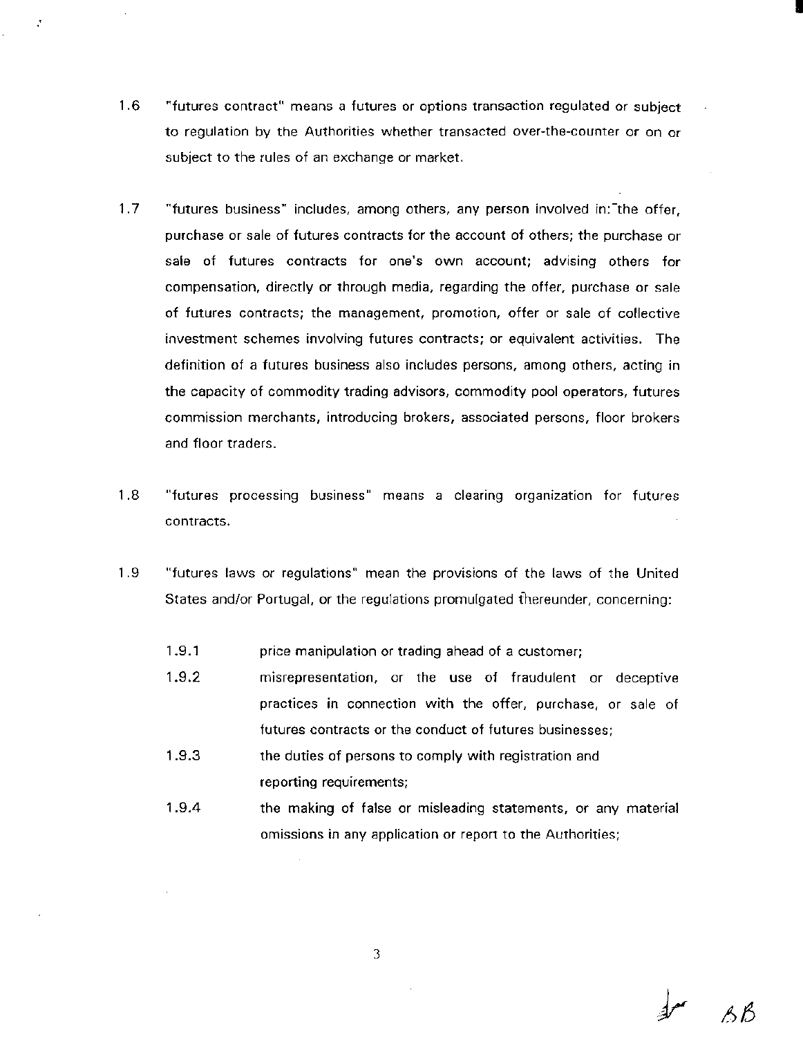1.6 "futures contract" means a futures or options transaction regulated or subject to regulation by the Authorities whether transacted over-the-counter or on or subject to the rules of an exchange or market.

1.7 "futures business" includes, among others, any person involved in: the offer, purchase or sale of futures contracts for the account of others; the purchase or sale of futures contracts for one's own account; advising others for compensation, directly or through media, regarding the offer, purchase or sale of futures contracts; the management, promotion, offer or sale of collective investment schemes involving futures contracts; or equivalent activities. The definition of a futures business also includes persons, among others, acting in the capacity of commodity trading advisors, commodity pool operators, futures commission merchants, introducing brokers, associated persons, floor brokers and floor traders.

1.8 "futures processing business" means a clearing organization for futures contracts.

1.9 "futures laws or regulations" mean the provisions of the laws of the United States and/or Portugal, or the regulations promulgated thereunder, concerning:

- 1.9.1 price manipulation or trading ahead of a customer;
- 1.9.2 misrepresentation, or the use of fraudulent or deceptive practices in connection with the offer, purchase, or sale of futures contracts or the conduct of futures businesses;
- 1.9.3 the duties of persons to comply with registration and reporting requirements;
- 1.9.4 the making of false or misleading statements, or any material omissions in any application or report to the Authorities;

AB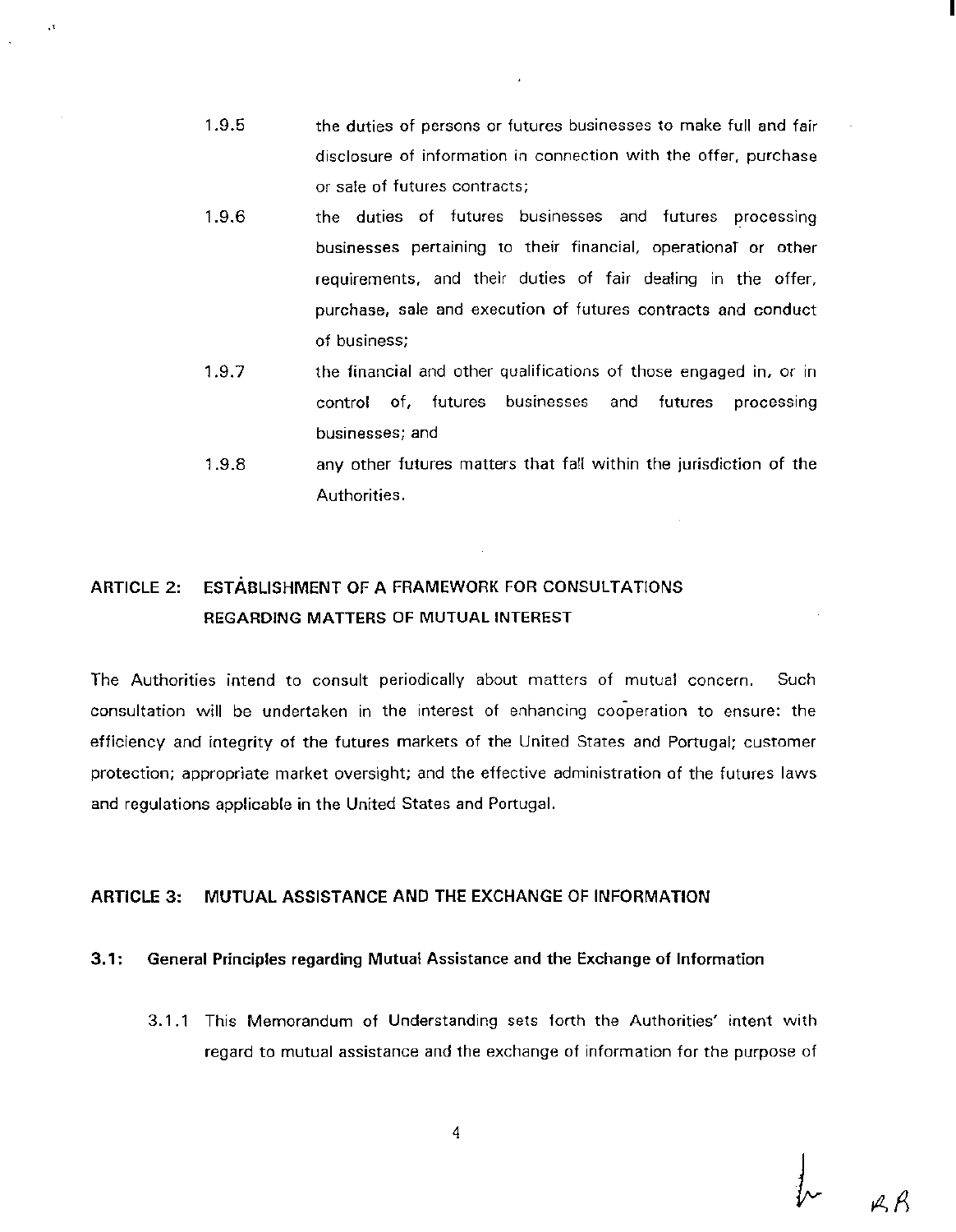1.9.5 the duties of persons or futures businesses to make full and fair disclosure of information in connection with the offer, purchase or sale of futures contracts;

1.9.6 the duties of futures businesses and futures processing businesses pertaining to their financial, operational or other requirements, and their duties of fair dealing in the offer, purchase, sale and execution of futures contracts and conduct of business;

1.9.7 the financial and other qualifications of those engaged in, or in control of, futures businesses and futures processing businesses; and

1.9.8 any other futures matters that fall within the jurisdiction of the Authorities.

## ARTICLE 2: ESTABLISHMENT OF A FRAMEWORK FOR CONSULTATIONS REGARDING MATTERS OF MUTUAL INTEREST

The Authorities intend to consult periodically about matters of mutual concern. Such consultation will be undertaken in the interest of enhancing cooperation to ensure: the efficiency and integrity of the futures markets of the United States and Portugal; customer protection; appropriate market oversight; and the effective administration of the futures laws and regulations applicable in the United States and Portugal.

## ARTICLE 3: MUTUAL ASSISTANCE AND THE EXCHANGE OF INFORMATION

### 3.1: General Principles regarding Mutual Assistance and the Exchange of Information

3.1.1 This Memorandum of Understanding sets forth the Authorities' intent with regard to mutual assistance and the exchange of information for the purpose of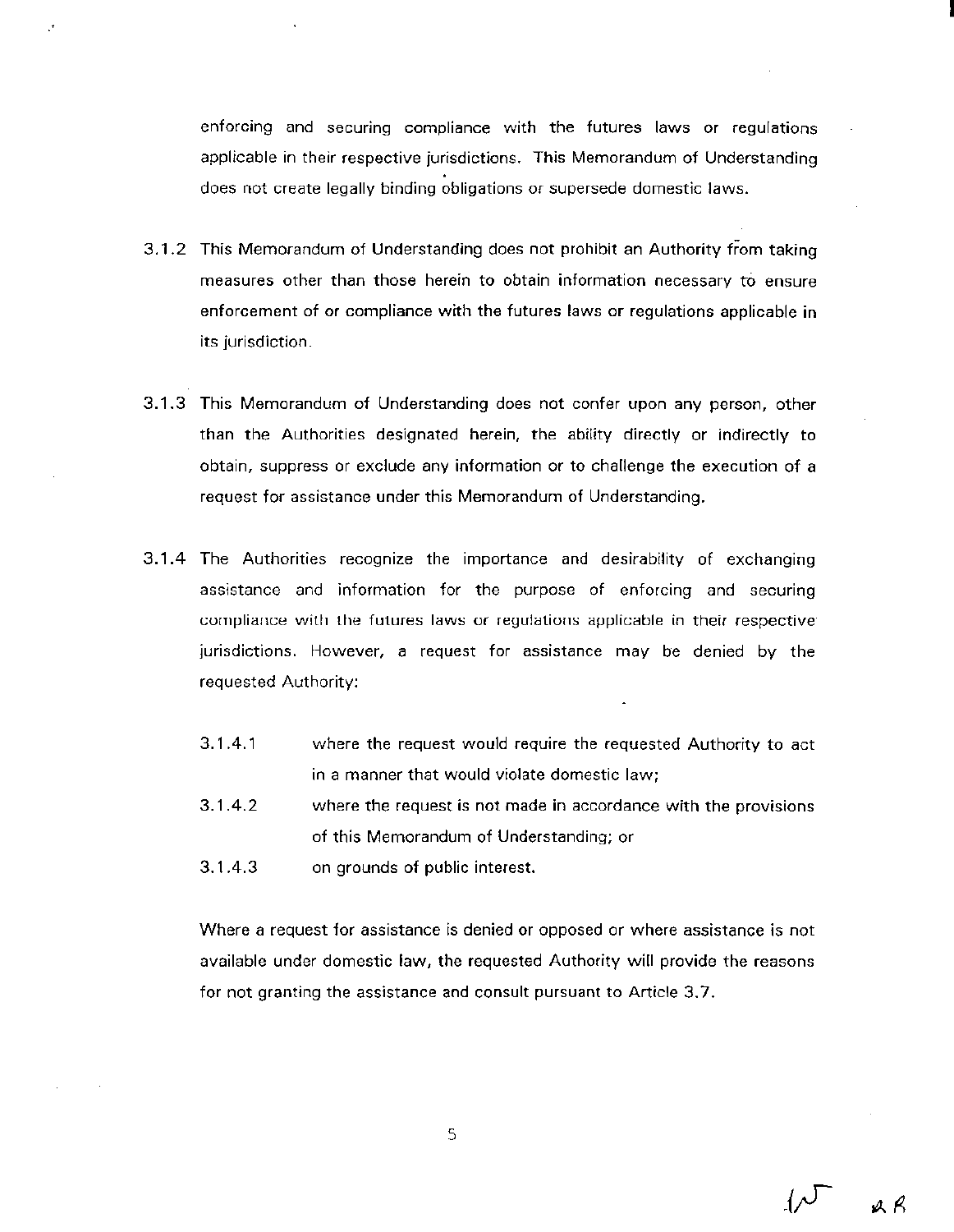enforcing and securing compliance with the futures laws or regulations applicable in their respective jurisdictions. This Memorandum of Understanding does not create legally binding obligations or supersede domestic laws.

3.1.2 This Memorandum of Understanding does not prohibit an Authority from taking measures other than those herein to obtain information necessary to ensure enforcement of or compliance with the futures laws or regulations applicable in its jurisdiction.

3.1.3 This Memorandum of Understanding does not confer upon any person, other than the Authorities designated herein, the ability directly or indirectly to obtain, suppress or exclude any information or to challenge the execution of a request for assistance under this Memorandum of Understanding.

3.1.4 The Authorities recognize the importance and desirability of exchanging assistance and information for the purpose of enforcing and securing compliance with the futures laws or regulations applicable in their respective jurisdictions. However, a request for assistance may be denied by the requested Authority:

3.1.4.1 where the request would require the requested Authority to act in a manner that would violate domestic law;

3.1.4.2 where the request is not made in accordance with the provisions of this Memorandum of Understanding; or

3.1.4.3 on grounds of public interest.

Where a request for assistance is denied or opposed or where assistance is not available under domestic law, the requested Authority will provide the reasons for not granting the assistance and consult pursuant to Article 3.7.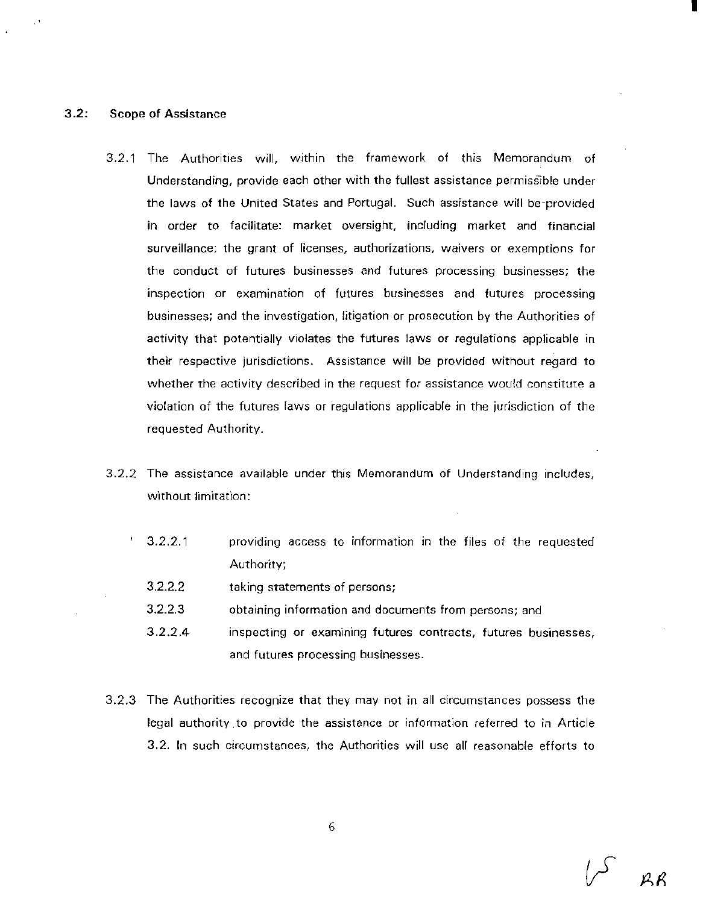### 3.2: Scope of Assistance

3.2.1 The Authorities will, within the framework of this Memorandum of Understanding, provide each other with the fullest assistance permissible under the laws of the United States and Portugal. Such assistance will be provided in order to facilitate: market oversight, including market and financial surveillance; the grant of licenses, authorizations, waivers or exemptions for the conduct of futures businesses and futures processing businesses; the inspection or examination of futures businesses and futures processing businesses; and the investigation, litigation or prosecution by the Authorities of activity that potentially violates the futures laws or regulations applicable in their respective jurisdictions. Assistance will be provided without regard to whether the activity described in the request for assistance would constitute a violation of the futures laws or regulations applicable in the jurisdiction of the requested Authority.

3.2.2 The assistance available under this Memorandum of Understanding includes, without limitation:

- 3.2.2.1 providing access to information in the files of the requested Authority;
- 3.2.2.2 taking statements of persons;
- 3.2.2.3 obtaining information and documents from persons; and
- 3.2.2.4 inspecting or examining futures contracts, futures businesses, and futures processing businesses.

3.2.3 The Authorities recognize that they may not in all circumstances possess the legal authority to provide the assistance or information referred to in Article 3.2. In such circumstances, the Authorities will use all reasonable efforts to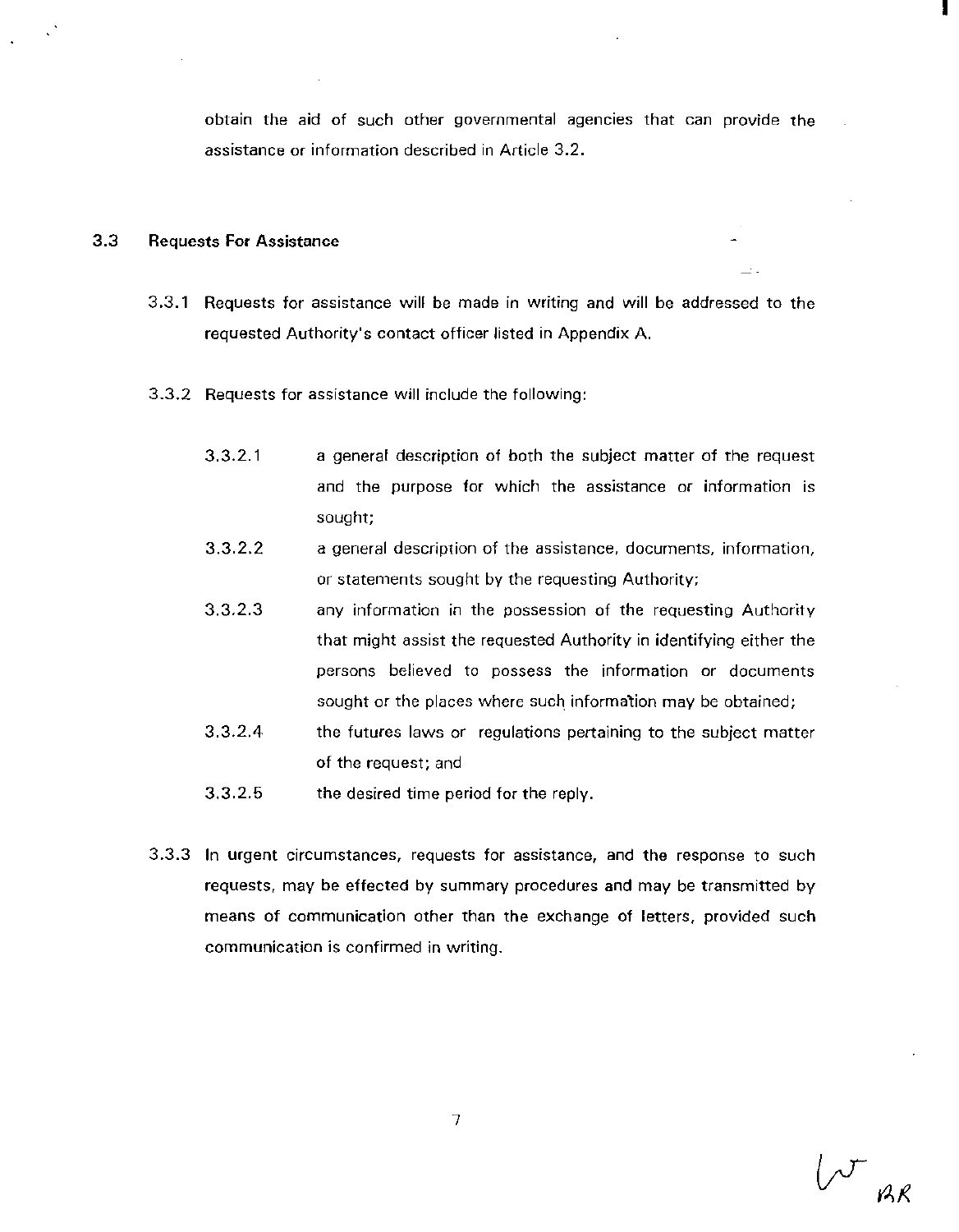obtain the aid of such other governmental agencies that can provide the assistance or information described in Article 3.2.

### 3.3 Requests For Assistance

3.3.1 Requests for assistance will be made in writing and will be addressed to the requested Authority's contact officer listed in Appendix A.

3.3.2 Requests for assistance will include the following:

3.3.2.1 a general description of both the subject matter of the request and the purpose for which the assistance or information is sought;

3.3.2.2 a general description of the assistance, documents, information, or statements sought by the requesting Authority;

3.3.2.3 any information in the possession of the requesting Authority that might assist the requested Authority in identifying either the persons believed to possess the information or documents sought or the places where such information may be obtained;

3.3.2.4 the futures laws or regulations pertaining to the subject matter of the request; and

3.3.2.5 the desired time period for the reply.

3.3.3 In urgent circumstances, requests for assistance, and the response to such requests, may be effected by summary procedures and may be transmitted by means of communication other than the exchange of letters, provided such communication is confirmed in writing.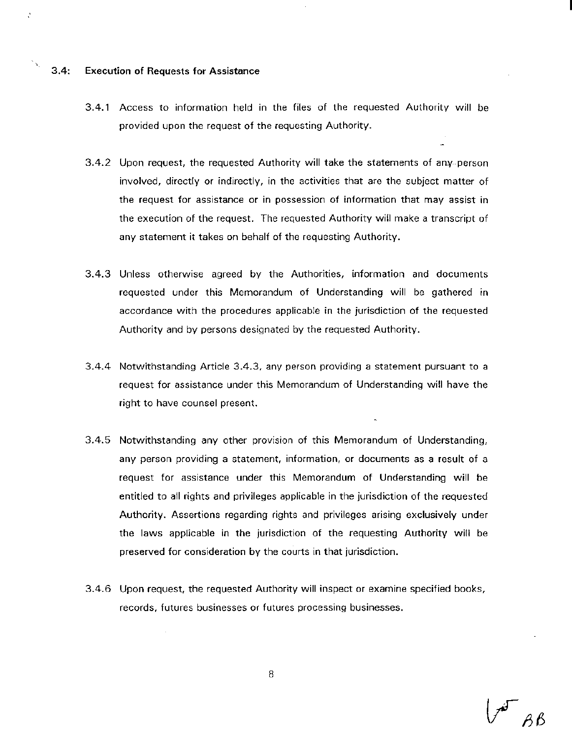### 3.4: Execution of Requests for Assistance

3.4.1 Access to information held in the files of the requested Authority will be provided upon the request of the requesting Authority.

3.4.2 Upon request, the requested Authority will take the statements of any person involved, directly or indirectly, in the activities that are the subject matter of the request for assistance or in possession of information that may assist in the execution of the request. The requested Authority will make a transcript of any statement it takes on behalf of the requesting Authority.

3.4.3 Unless otherwise agreed by the Authorities, information and documents requested under this Memorandum of Understanding will be gathered in accordance with the procedures applicable in the jurisdiction of the requested Authority and by persons designated by the requested Authority.

3.4.4 Notwithstanding Article 3.4.3, any person providing a statement pursuant to a request for assistance under this Memorandum of Understanding will have the right to have counsel present.

3.4.5 Notwithstanding any other provision of this Memorandum of Understanding, any person providing a statement, information, or documents as a result of a request for assistance under this Memorandum of Understanding will be entitled to all rights and privileges applicable in the jurisdiction of the requested Authority. Assertions regarding rights and privileges arising exclusively under the laws applicable in the jurisdiction of the requesting Authority will be preserved for consideration by the courts in that jurisdiction.

3.4.6 Upon request, the requested Authority will inspect or examine specified books, records, futures businesses or futures processing businesses.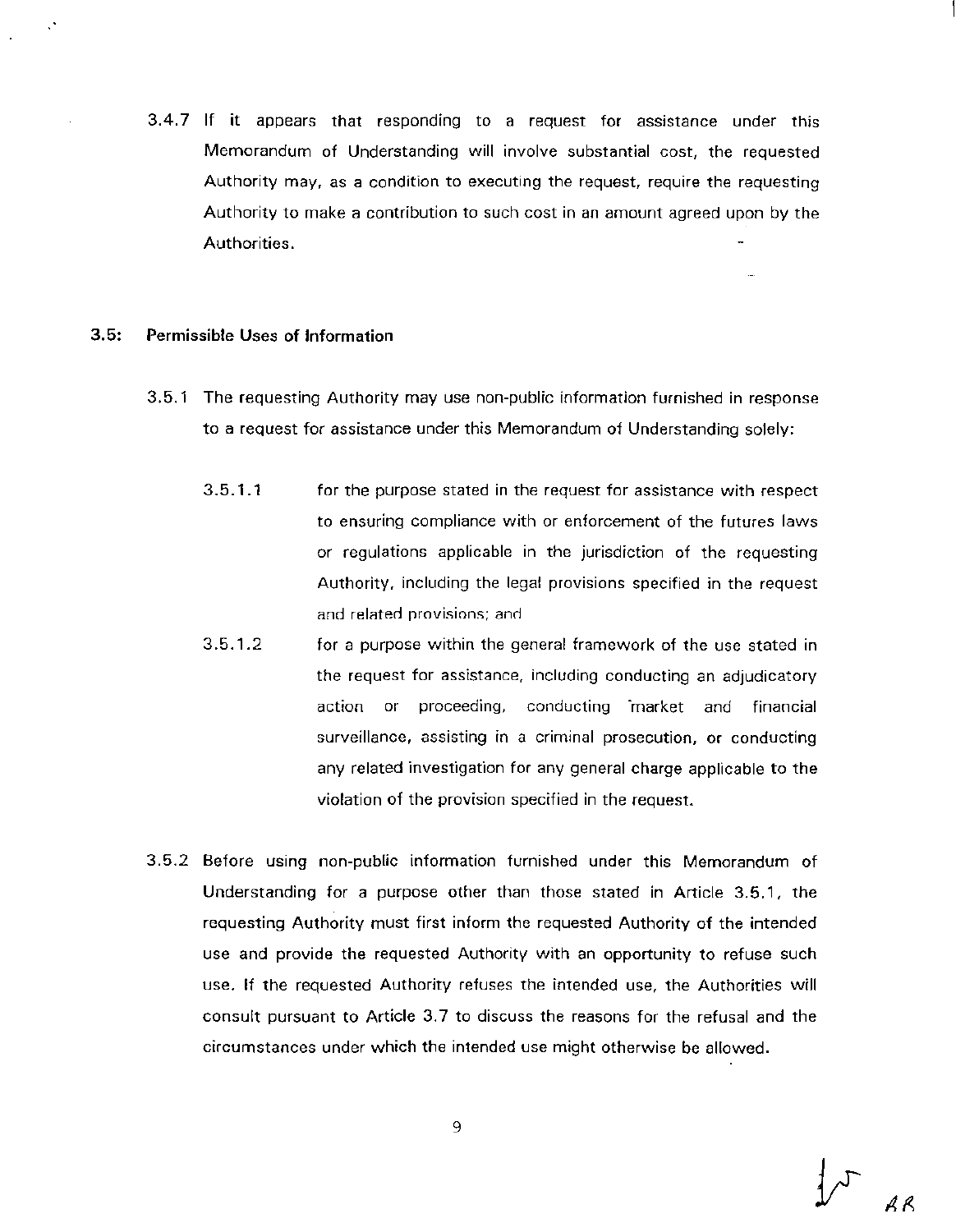3.4.7 If it appears that responding to a request for assistance under this Memorandum of Understanding will involve substantial cost, the requested Authority may, as a condition to executing the request, require the requesting Authority to make a contribution to such cost in an amount agreed upon by the Authorities.

**3.5: Permissible Uses of Information**

3.5.1 The requesting Authority may use non-public information furnished in response to a request for assistance under this Memorandum of Understanding solely:

3.5.1.1 for the purpose stated in the request for assistance with respect to ensuring compliance with or enforcement of the futures laws or regulations applicable in the jurisdiction of the requesting Authority, including the legal provisions specified in the request and related provisions; and

3.5.1.2 for a purpose within the general framework of the use stated in the request for assistance, including conducting an adjudicatory action or proceeding, conducting market and financial surveillance, assisting in a criminal prosecution, or conducting any related investigation for any general charge applicable to the violation of the provision specified in the request.

3.5.2 Before using non-public information furnished under this Memorandum of Understanding for a purpose other than those stated in Article 3.5.1, the requesting Authority must first inform the requested Authority of the intended use and provide the requested Authority with an opportunity to refuse such use. If the requested Authority refuses the intended use, the Authorities will consult pursuant to Article 3.7 to discuss the reasons for the refusal and the circumstances under which the intended use might otherwise be allowed.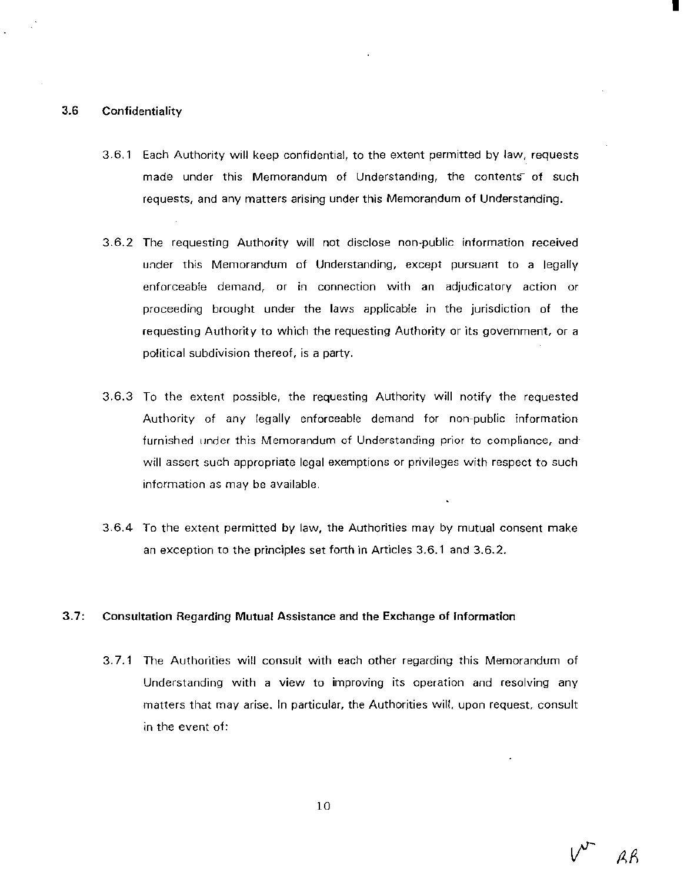### 3.6 Confidentiality

3.6.1 Each Authority will keep confidential, to the extent permitted by law, requests made under this Memorandum of Understanding, the contents of such requests, and any matters arising under this Memorandum of Understanding.

3.6.2 The requesting Authority will not disclose non-public information received under this Memorandum of Understanding, except pursuant to a legally enforceable demand, or in connection with an adjudicatory action or proceeding brought under the laws applicable in the jurisdiction of the requesting Authority to which the requesting Authority or its government, or a political subdivision thereof, is a party.

3.6.3 To the extent possible, the requesting Authority will notify the requested Authority of any legally enforceable demand for non-public information furnished under this Memorandum of Understanding prior to compliance, and will assert such appropriate legal exemptions or privileges with respect to such information as may be available.

3.6.4 To the extent permitted by law, the Authorities may by mutual consent make an exception to the principles set forth in Articles 3.6.1 and 3.6.2.

### 3.7: Consultation Regarding Mutual Assistance and the Exchange of Information

3.7.1 The Authorities will consult with each other regarding this Memorandum of Understanding with a view to improving its operation and resolving any matters that may arise. In particular, the Authorities will, upon request, consult in the event of: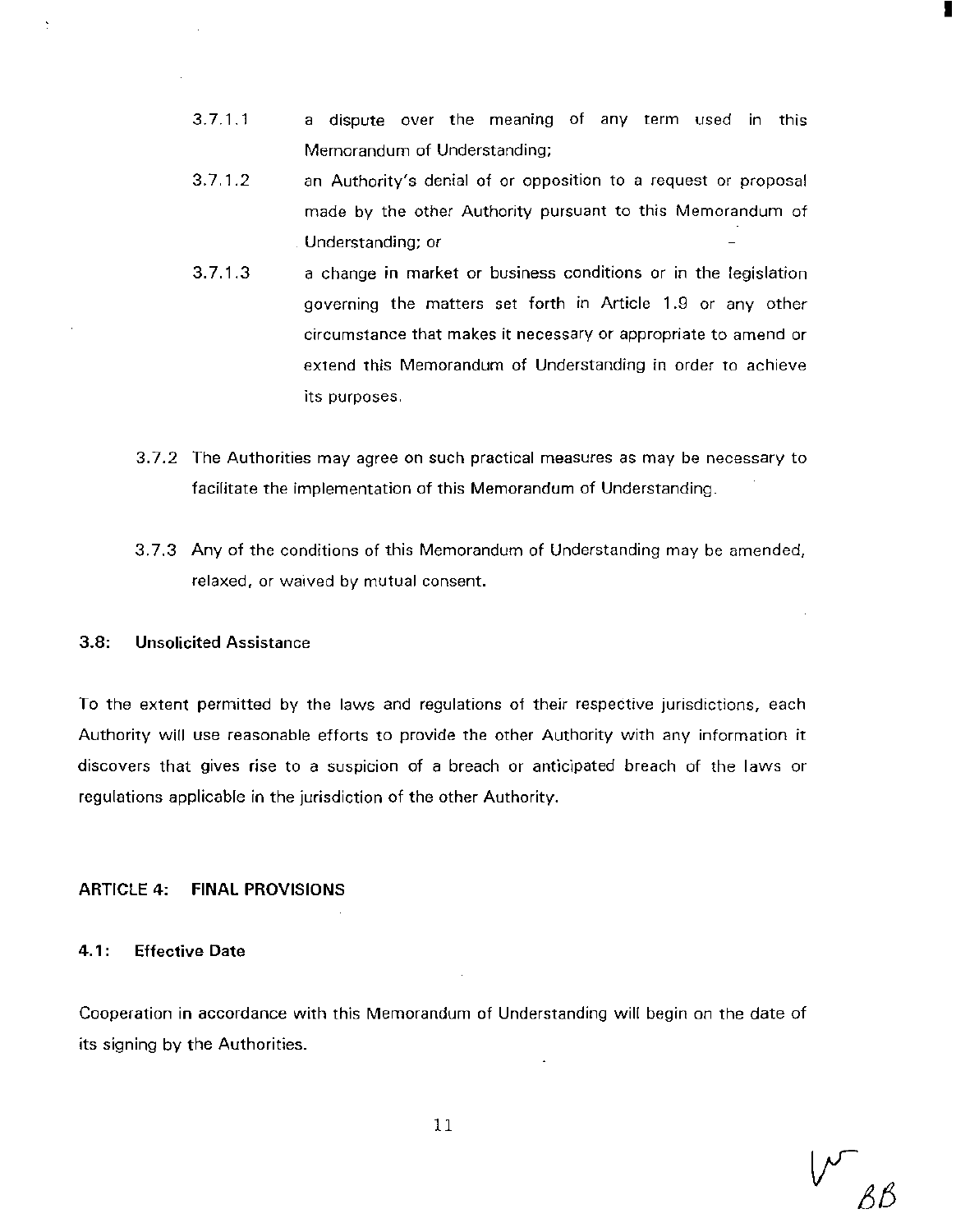3.7.1.1 a dispute over the meaning of any term used in this Memorandum of Understanding;

3.7.1.2 an Authority's denial of or opposition to a request or proposal made by the other Authority pursuant to this Memorandum of Understanding; or

3.7.1.3 a change in market or business conditions or in the legislation governing the matters set forth in Article 1.9 or any other circumstance that makes it necessary or appropriate to amend or extend this Memorandum of Understanding in order to achieve its purposes.

3.7.2 The Authorities may agree on such practical measures as may be necessary to facilitate the implementation of this Memorandum of Understanding.

3.7.3 Any of the conditions of this Memorandum of Understanding may be amended, relaxed, or waived by mutual consent.

### 3.8: Unsolicited Assistance

To the extent permitted by the laws and regulations of their respective jurisdictions, each Authority will use reasonable efforts to provide the other Authority with any information it discovers that gives rise to a suspicion of a breach or anticipated breach of the laws or regulations applicable in the jurisdiction of the other Authority.

## ARTICLE 4: FINAL PROVISIONS

### 4.1: Effective Date

Cooperation in accordance with this Memorandum of Understanding will begin on the date of its signing by the Authorities.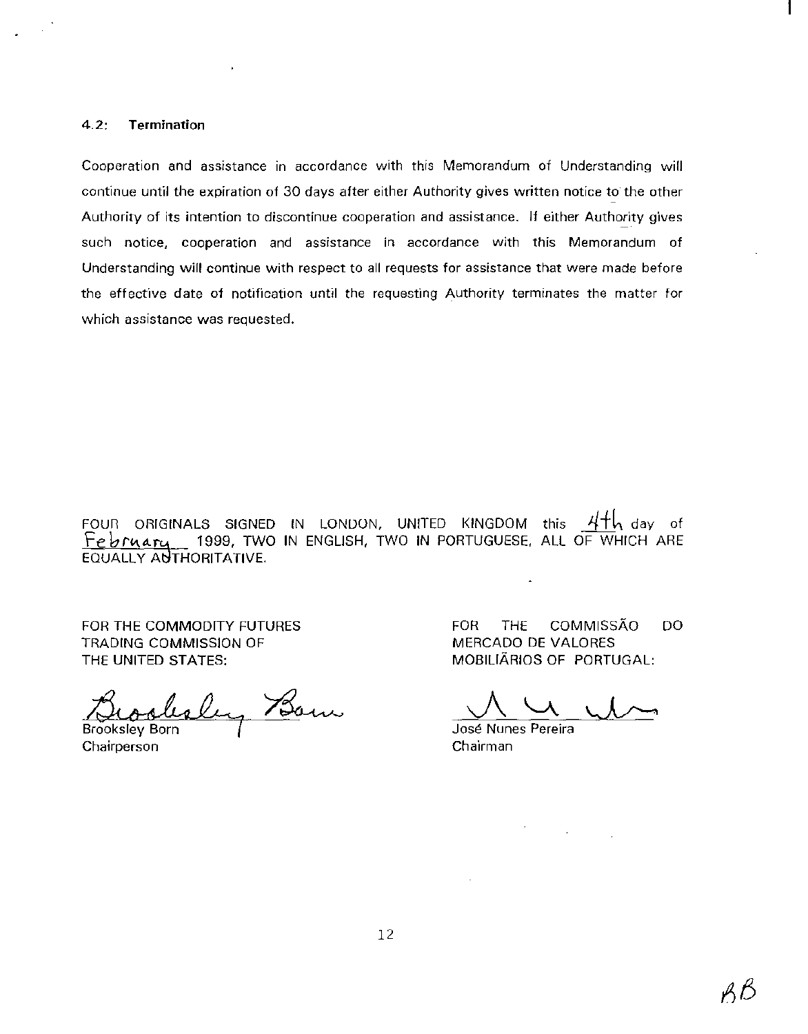#### 4.2: Termination

Cooperation and assistance in accordance with this Memorandum of Understanding will continue until the expiration of 30 days after either Authority gives written notice to the other Authority of its intention to discontinue cooperation and assistance. If either Authority gives such notice, cooperation and assistance in accordance with this Memorandum of Understanding will continue with respect to all requests for assistance that were made before the effective date of notification until the requesting Authority terminates the matter for which assistance was requested.

FOUR ORIGINALS SIGNED IN LONDON, UNITED KINGDOM this 4th day of February 1999, TWO IN ENGLISH, TWO IN PORTUGUESE, ALL OF WHICH ARE EQUALLY AUTHORITATIVE.

FOR THE COMMODITY FUTURES TRADING COMMISSION OF THE UNITED STATES:

Brooksley Born

Brooksley Born
Chairperson

FOR THE COMMISSÃO DO MERCADO DE VALORES MOBILIÁRIOS OF PORTUGAL:

José Nunes Pereira
Chairman

BB